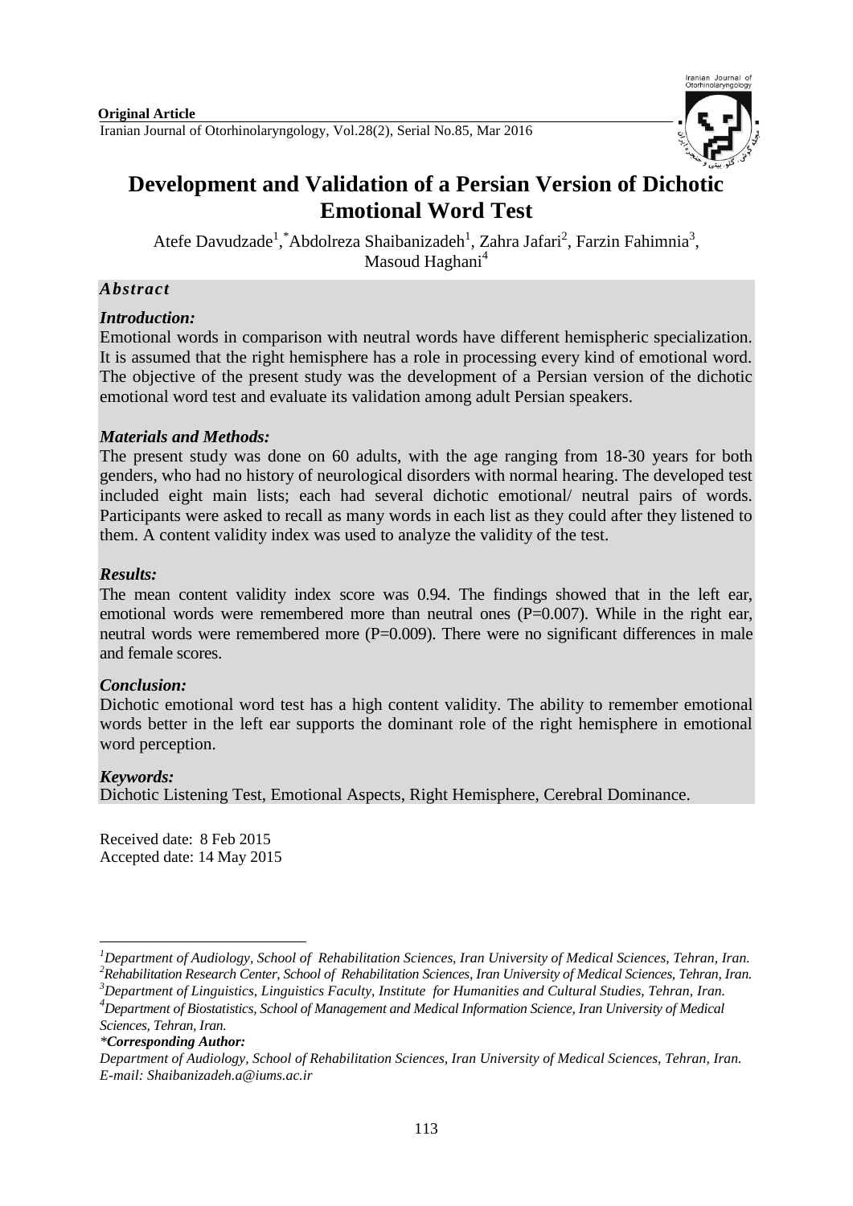**Original Article**

# Development and Validation of a Persian Version of Dichotic Emotional Word Test

Atefe Davudzade[1], *Abdolreza Shaibanizadeh[1], Zahra Jafari[2], Farzin Fahimnia[3], Masoud Haghani[4]

## *Abstract*

### *Introduction:*

Emotional words in comparison with neutral words have different hemispheric specialization. It is assumed that the right hemisphere has a role in processing every kind of emotional word. The objective of the present study was the development of a Persian version of the dichotic emotional word test and evaluate its validation among adult Persian speakers.

### *Materials and Methods:*

The present study was done on 60 adults, with the age ranging from 18-30 years for both genders, who had no history of neurological disorders with normal hearing. The developed test included eight main lists; each had several dichotic emotional/ neutral pairs of words. Participants were asked to recall as many words in each list as they could after they listened to them. A content validity index was used to analyze the validity of the test.

### *Results:*

The mean content validity index score was 0.94. The findings showed that in the left ear, emotional words were remembered more than neutral ones (P=0.007). While in the right ear, neutral words were remembered more (P=0.009). There were no significant differences in male and female scores.

### *Conclusion:*

Dichotic emotional word test has a high content validity. The ability to remember emotional words better in the left ear supports the dominant role of the right hemisphere in emotional word perception.

### *Keywords:*

Dichotic Listening Test, Emotional Aspects, Right Hemisphere, Cerebral Dominance.

Received date: 8 Feb 2015
Accepted date: 14 May 2015

---

[1] *Department of Audiology, School of Rehabilitation Sciences, Iran University of Medical Sciences, Tehran, Iran.*
[2] *Rehabilitation Research Center, School of Rehabilitation Sciences, Iran University of Medical Sciences, Tehran, Iran.*
[3] *Department of Linguistics, Linguistics Faculty, Institute for Humanities and Cultural Studies, Tehran, Iran.*
[4] *Department of Biostatistics, School of Management and Medical Information Science, Iran University of Medical Sciences, Tehran, Iran.*

***Corresponding Author:***
*Department of Audiology, School of Rehabilitation Sciences, Iran University of Medical Sciences, Tehran, Iran.*
*E-mail: Shaibanizadeh.a@iums.ac.ir*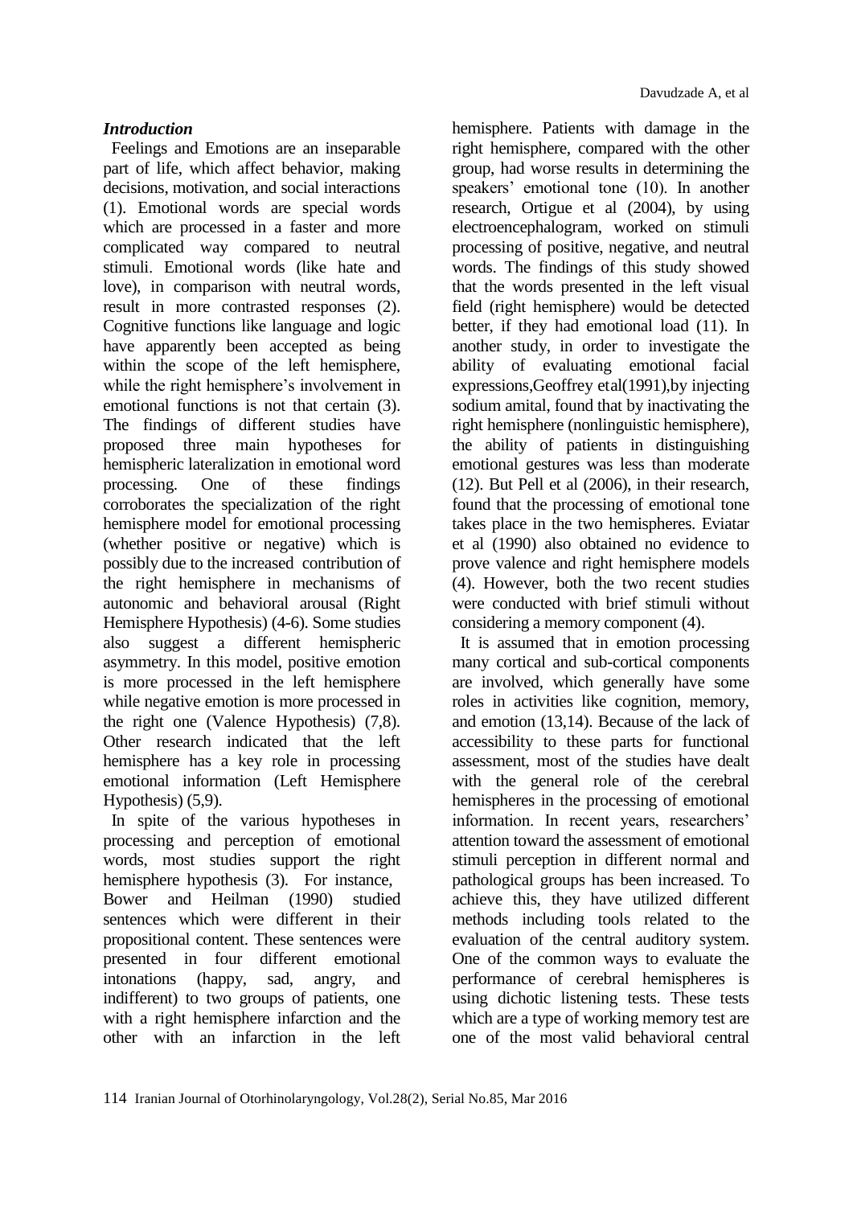### *Introduction*

Feelings and Emotions are an inseparable part of life, which affect behavior, making decisions, motivation, and social interactions (1). Emotional words are special words which are processed in a faster and more complicated way compared to neutral stimuli. Emotional words (like hate and love), in comparison with neutral words, result in more contrasted responses (2). Cognitive functions like language and logic have apparently been accepted as being within the scope of the left hemisphere, while the right hemisphere's involvement in emotional functions is not that certain (3). The findings of different studies have proposed three main hypotheses for hemispheric lateralization in emotional word processing. One of these findings corroborates the specialization of the right hemisphere model for emotional processing (whether positive or negative) which is possibly due to the increased contribution of the right hemisphere in mechanisms of autonomic and behavioral arousal (Right Hemisphere Hypothesis) (4-6). Some studies also suggest a different hemispheric asymmetry. In this model, positive emotion is more processed in the left hemisphere while negative emotion is more processed in the right one (Valence Hypothesis) (7,8). Other research indicated that the left hemisphere has a key role in processing emotional information (Left Hemisphere Hypothesis) (5,9).

In spite of the various hypotheses in processing and perception of emotional words, most studies support the right hemisphere hypothesis (3). For instance, Bower and Heilman (1990) studied sentences which were different in their propositional content. These sentences were presented in four different emotional intonations (happy, sad, angry, and indifferent) to two groups of patients, one with a right hemisphere infarction and the other with an infarction in the left hemisphere. Patients with damage in the right hemisphere, compared with the other group, had worse results in determining the speakers' emotional tone (10). In another research, Ortigue et al (2004), by using electroencephalogram, worked on stimuli processing of positive, negative, and neutral words. The findings of this study showed that the words presented in the left visual field (right hemisphere) would be detected better, if they had emotional load (11). In another study, in order to investigate the ability of evaluating emotional facial expressions,Geoffrey etal(1991),by injecting sodium amital, found that by inactivating the right hemisphere (nonlinguistic hemisphere), the ability of patients in distinguishing emotional gestures was less than moderate (12). But Pell et al (2006), in their research, found that the processing of emotional tone takes place in the two hemispheres. Eviatar et al (1990) also obtained no evidence to prove valence and right hemisphere models (4). However, both the two recent studies were conducted with brief stimuli without considering a memory component (4).

It is assumed that in emotion processing many cortical and sub-cortical components are involved, which generally have some roles in activities like cognition, memory, and emotion (13,14). Because of the lack of accessibility to these parts for functional assessment, most of the studies have dealt with the general role of the cerebral hemispheres in the processing of emotional information. In recent years, researchers' attention toward the assessment of emotional stimuli perception in different normal and pathological groups has been increased. To achieve this, they have utilized different methods including tools related to the evaluation of the central auditory system. One of the common ways to evaluate the performance of cerebral hemispheres is using dichotic listening tests. These tests which are a type of working memory test are one of the most valid behavioral central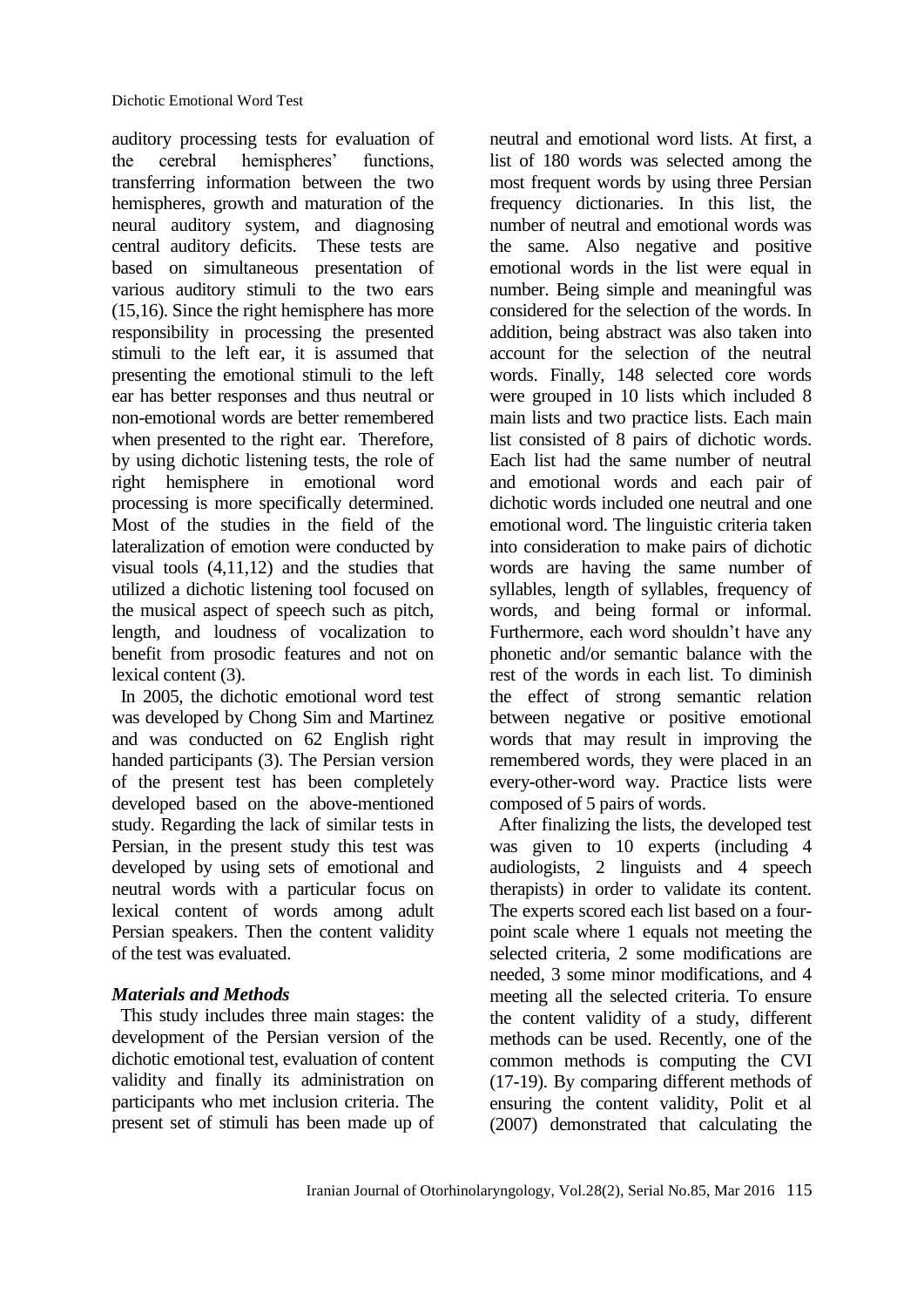auditory processing tests for evaluation of the cerebral hemispheres' functions, transferring information between the two hemispheres, growth and maturation of the neural auditory system, and diagnosing central auditory deficits. These tests are based on simultaneous presentation of various auditory stimuli to the two ears (15,16). Since the right hemisphere has more responsibility in processing the presented stimuli to the left ear, it is assumed that presenting the emotional stimuli to the left ear has better responses and thus neutral or non-emotional words are better remembered when presented to the right ear. Therefore, by using dichotic listening tests, the role of right hemisphere in emotional word processing is more specifically determined. Most of the studies in the field of the lateralization of emotion were conducted by visual tools (4,11,12) and the studies that utilized a dichotic listening tool focused on the musical aspect of speech such as pitch, length, and loudness of vocalization to benefit from prosodic features and not on lexical content (3).

In 2005, the dichotic emotional word test was developed by Chong Sim and Martinez and was conducted on 62 English right handed participants (3). The Persian version of the present test has been completely developed based on the above-mentioned study. Regarding the lack of similar tests in Persian, in the present study this test was developed by using sets of emotional and neutral words with a particular focus on lexical content of words among adult Persian speakers. Then the content validity of the test was evaluated.

### *Materials and Methods*

This study includes three main stages: the development of the Persian version of the dichotic emotional test, evaluation of content validity and finally its administration on participants who met inclusion criteria. The present set of stimuli has been made up of neutral and emotional word lists. At first, a list of 180 words was selected among the most frequent words by using three Persian frequency dictionaries. In this list, the number of neutral and emotional words was the same. Also negative and positive emotional words in the list were equal in number. Being simple and meaningful was considered for the selection of the words. In addition, being abstract was also taken into account for the selection of the neutral words. Finally, 148 selected core words were grouped in 10 lists which included 8 main lists and two practice lists. Each main list consisted of 8 pairs of dichotic words. Each list had the same number of neutral and emotional words and each pair of dichotic words included one neutral and one emotional word. The linguistic criteria taken into consideration to make pairs of dichotic words are having the same number of syllables, length of syllables, frequency of words, and being formal or informal. Furthermore, each word shouldn't have any phonetic and/or semantic balance with the rest of the words in each list. To diminish the effect of strong semantic relation between negative or positive emotional words that may result in improving the remembered words, they were placed in an every-other-word way. Practice lists were composed of 5 pairs of words.

After finalizing the lists, the developed test was given to 10 experts (including 4 audiologists, 2 linguists and 4 speech therapists) in order to validate its content. The experts scored each list based on a four-point scale where 1 equals not meeting the selected criteria, 2 some modifications are needed, 3 some minor modifications, and 4 meeting all the selected criteria. To ensure the content validity of a study, different methods can be used. Recently, one of the common methods is computing the CVI (17-19). By comparing different methods of ensuring the content validity, Polit et al (2007) demonstrated that calculating the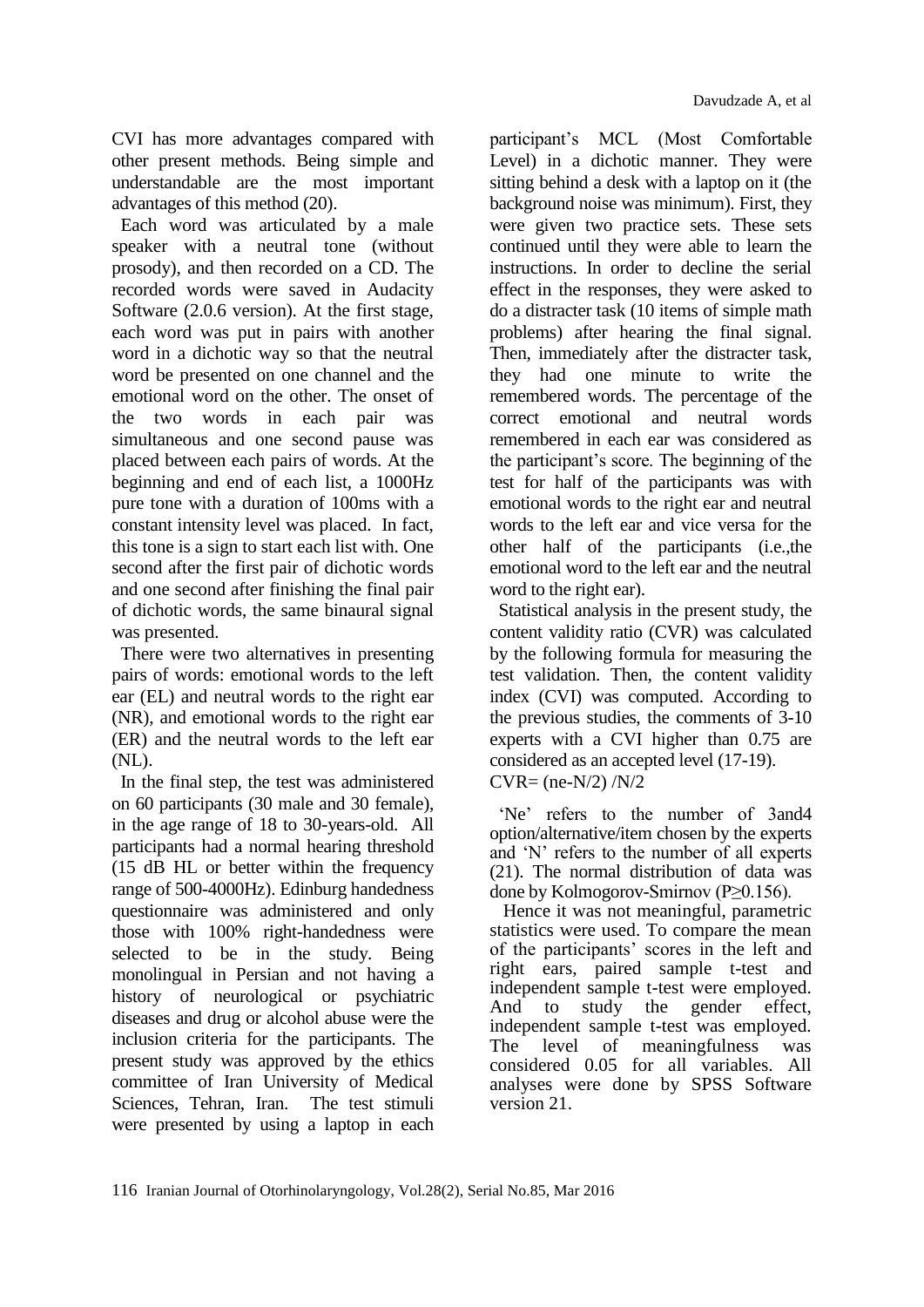CVI has more advantages compared with other present methods. Being simple and understandable are the most important advantages of this method (20).

Each word was articulated by a male speaker with a neutral tone (without prosody), and then recorded on a CD. The recorded words were saved in Audacity Software (2.0.6 version). At the first stage, each word was put in pairs with another word in a dichotic way so that the neutral word be presented on one channel and the emotional word on the other. The onset of the two words in each pair was simultaneous and one second pause was placed between each pairs of words. At the beginning and end of each list, a 1000Hz pure tone with a duration of 100ms with a constant intensity level was placed. In fact, this tone is a sign to start each list with. One second after the first pair of dichotic words and one second after finishing the final pair of dichotic words, the same binaural signal was presented.

There were two alternatives in presenting pairs of words: emotional words to the left ear (EL) and neutral words to the right ear (NR), and emotional words to the right ear (ER) and the neutral words to the left ear (NL).

In the final step, the test was administered on 60 participants (30 male and 30 female), in the age range of 18 to 30-years-old. All participants had a normal hearing threshold (15 dB HL or better within the frequency range of 500-4000Hz). Edinburg handedness questionnaire was administered and only those with 100% right-handedness were selected to be in the study. Being monolingual in Persian and not having a history of neurological or psychiatric diseases and drug or alcohol abuse were the inclusion criteria for the participants. The present study was approved by the ethics committee of Iran University of Medical Sciences, Tehran, Iran. The test stimuli were presented by using a laptop in each participant's MCL (Most Comfortable Level) in a dichotic manner. They were sitting behind a desk with a laptop on it (the background noise was minimum). First, they were given two practice sets. These sets continued until they were able to learn the instructions. In order to decline the serial effect in the responses, they were asked to do a distracter task (10 items of simple math problems) after hearing the final signal. Then, immediately after the distracter task, they had one minute to write the remembered words. The percentage of the correct emotional and neutral words remembered in each ear was considered as the participant's score. The beginning of the test for half of the participants was with emotional words to the right ear and neutral words to the left ear and vice versa for the other half of the participants (i.e.,the emotional word to the left ear and the neutral word to the right ear).

Statistical analysis in the present study, the content validity ratio (CVR) was calculated by the following formula for measuring the test validation. Then, the content validity index (CVI) was computed. According to the previous studies, the comments of 3-10 experts with a CVI higher than 0.75 are considered as an accepted level (17-19).

$$CVR = (ne - N/2) / N/2$$

'Ne' refers to the number of 3and4 option/alternative/item chosen by the experts and 'N' refers to the number of all experts (21). The normal distribution of data was done by Kolmogorov-Smirnov ($P \geq 0.156$).

Hence it was not meaningful, parametric statistics were used. To compare the mean of the participants' scores in the left and right ears, paired sample t-test and independent sample t-test were employed. And to study the gender effect, independent sample t-test was employed. The level of meaningfulness was considered 0.05 for all variables. All analyses were done by SPSS Software version 21.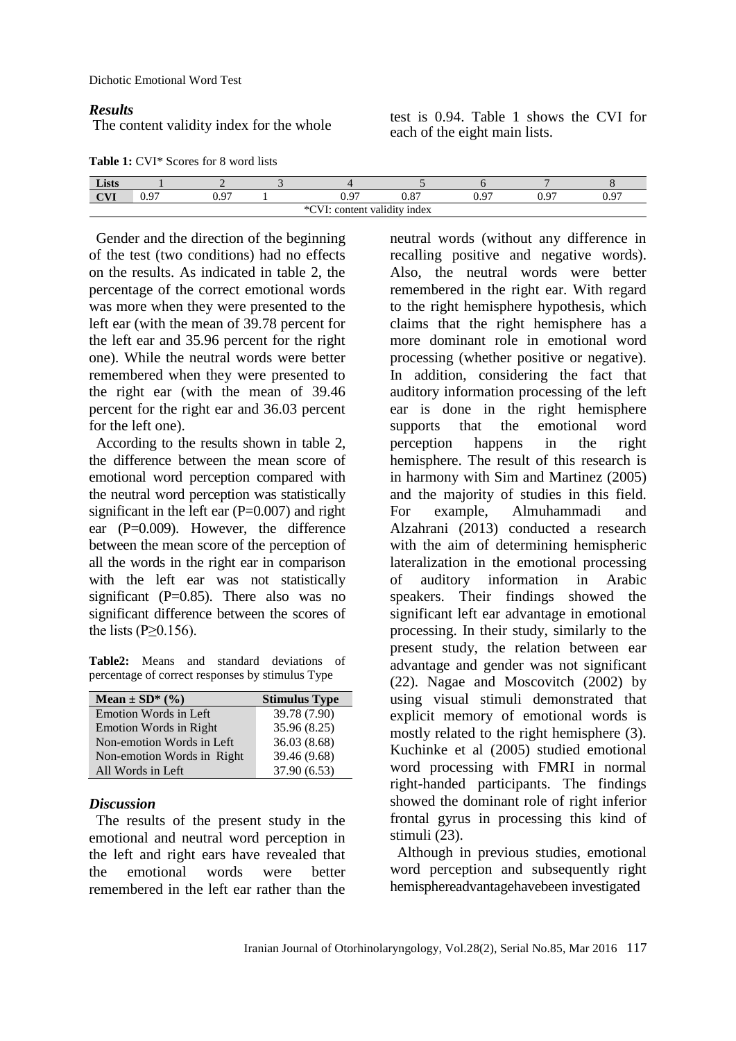### *Results*

The content validity index for the whole test is 0.94. Table 1 shows the CVI for each of the eight main lists.

**Table 1:** CVI* Scores for 8 word lists

| Lists | 1 | 2 | 3 | 4 | 5 | 6 | 7 | 8 |
|---|---|---|---|---|---|---|---|---|
| CVI | 0.97 | 0.97 | 1 | 0.97 | 0.87 | 0.97 | 0.97 | 0.97 |

*CVI: content validity index

Gender and the direction of the beginning of the test (two conditions) had no effects on the results. As indicated in table 2, the percentage of the correct emotional words was more when they were presented to the left ear (with the mean of 39.78 percent for the left ear and 35.96 percent for the right one). While the neutral words were better remembered when they were presented to the right ear (with the mean of 39.46 percent for the right ear and 36.03 percent for the left one).

According to the results shown in table 2, the difference between the mean score of emotional word perception compared with the neutral word perception was statistically significant in the left ear ($P=0.007$) and right ear ($P=0.009$). However, the difference between the mean score of the perception of all the words in the right ear in comparison with the left ear was not statistically significant ($P=0.85$). There also was no significant difference between the scores of the lists ($P\geq0.156$).

**Table2:** Means and standard deviations of percentage of correct responses by stimulus Type

| Mean ± SD* (%) | Stimulus Type |
|---|---|
| Emotion Words in Left | 39.78 (7.90) |
| Emotion Words in Right | 35.96 (8.25) |
| Non-emotion Words in Left | 36.03 (8.68) |
| Non-emotion Words in Right | 39.46 (9.68) |
| All Words in Left | 37.90 (6.53) |

### *Discussion*

The results of the present study in the emotional and neutral word perception in the left and right ears have revealed that the emotional words were better remembered in the left ear rather than the neutral words (without any difference in recalling positive and negative words). Also, the neutral words were better remembered in the right ear. With regard to the right hemisphere hypothesis, which claims that the right hemisphere has a more dominant role in emotional word processing (whether positive or negative). In addition, considering the fact that auditory information processing of the left ear is done in the right hemisphere supports that the emotional word perception happens in the right hemisphere. The result of this research is in harmony with Sim and Martinez (2005) and the majority of studies in this field. For example, Almuhammadi and Alzahrani (2013) conducted a research with the aim of determining hemispheric lateralization in the emotional processing of auditory information in Arabic speakers. Their findings showed the significant left ear advantage in emotional processing. In their study, similarly to the present study, the relation between ear advantage and gender was not significant (22). Nagae and Moscovitch (2002) by using visual stimuli demonstrated that explicit memory of emotional words is mostly related to the right hemisphere (3). Kuchinke et al (2005) studied emotional word processing with FMRI in normal right-handed participants. The findings showed the dominant role of right inferior frontal gyrus in processing this kind of stimuli (23).

Although in previous studies, emotional word perception and subsequently right hemisphereadvantagehavebeen investigated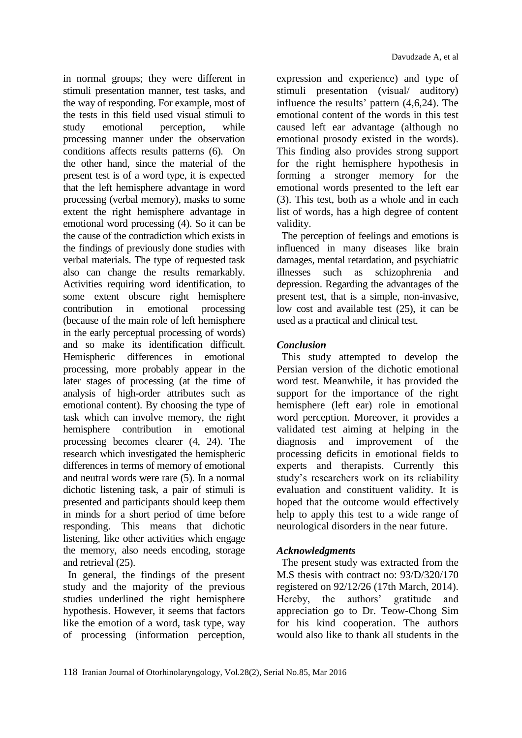in normal groups; they were different in stimuli presentation manner, test tasks, and the way of responding. For example, most of the tests in this field used visual stimuli to study emotional perception, while processing manner under the observation conditions affects results patterns (6). On the other hand, since the material of the present test is of a word type, it is expected that the left hemisphere advantage in word processing (verbal memory), masks to some extent the right hemisphere advantage in emotional word processing (4). So it can be the cause of the contradiction which exists in the findings of previously done studies with verbal materials. The type of requested task also can change the results remarkably. Activities requiring word identification, to some extent obscure right hemisphere contribution in emotional processing (because of the main role of left hemisphere in the early perceptual processing of words) and so make its identification difficult. Hemispheric differences in emotional processing, more probably appear in the later stages of processing (at the time of analysis of high-order attributes such as emotional content). By choosing the type of task which can involve memory, the right hemisphere contribution in emotional processing becomes clearer (4, 24). The research which investigated the hemispheric differences in terms of memory of emotional and neutral words were rare (5). In a normal dichotic listening task, a pair of stimuli is presented and participants should keep them in minds for a short period of time before responding. This means that dichotic listening, like other activities which engage the memory, also needs encoding, storage and retrieval (25).

In general, the findings of the present study and the majority of the previous studies underlined the right hemisphere hypothesis. However, it seems that factors like the emotion of a word, task type, way of processing (information perception, expression and experience) and type of stimuli presentation (visual/ auditory) influence the results' pattern (4,6,24). The emotional content of the words in this test caused left ear advantage (although no emotional prosody existed in the words). This finding also provides strong support for the right hemisphere hypothesis in forming a stronger memory for the emotional words presented to the left ear (3). This test, both as a whole and in each list of words, has a high degree of content validity.

The perception of feelings and emotions is influenced in many diseases like brain damages, mental retardation, and psychiatric illnesses such as schizophrenia and depression. Regarding the advantages of the present test, that is a simple, non-invasive, low cost and available test (25), it can be used as a practical and clinical test.

### *Conclusion*

This study attempted to develop the Persian version of the dichotic emotional word test. Meanwhile, it has provided the support for the importance of the right hemisphere (left ear) role in emotional word perception. Moreover, it provides a validated test aiming at helping in the diagnosis and improvement of the processing deficits in emotional fields to experts and therapists. Currently this study's researchers work on its reliability evaluation and constituent validity. It is hoped that the outcome would effectively help to apply this test to a wide range of neurological disorders in the near future.

### *Acknowledgments*

The present study was extracted from the M.S thesis with contract no: 93/D/320/170 registered on 92/12/26 (17th March, 2014). Hereby, the authors' gratitude and appreciation go to Dr. Teow-Chong Sim for his kind cooperation. The authors would also like to thank all students in the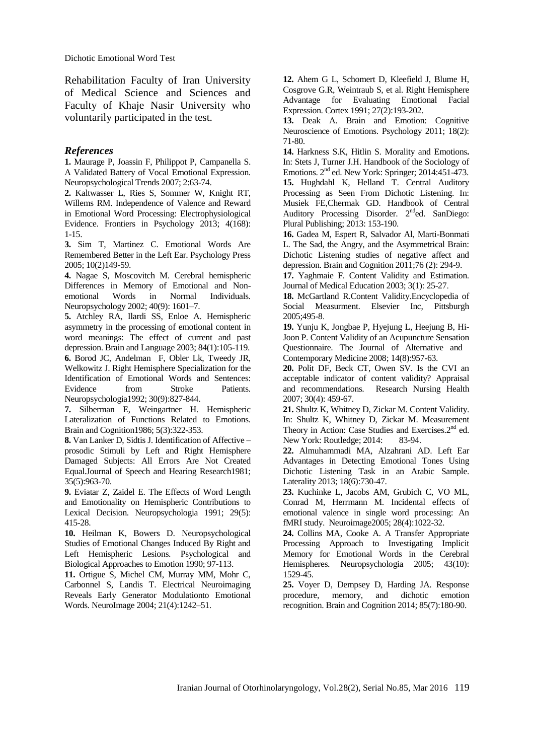Rehabilitation Faculty of Iran University of Medical Science and Sciences and Faculty of Khaje Nasir University who voluntarily participated in the test.

### *References*

**1.** Maurage P, Joassin F, Philippot P, Campanella S. A Validated Battery of Vocal Emotional Expression. Neuropsychological Trends 2007; 2:63-74.

**2.** Kaltwasser L, Ries S, Sommer W, Knight RT, Willems RM. Independence of Valence and Reward in Emotional Word Processing: Electrophysiological Evidence. Frontiers in Psychology 2013; 4(168): 1-15.

**3.** Sim T, Martinez C. Emotional Words Are Remembered Better in the Left Ear. Psychology Press 2005; 10(2)149-59.

**4.** Nagae S, Moscovitch M. Cerebral hemispheric Differences in Memory of Emotional and Non-emotional Words in Normal Individuals. Neuropsychology 2002; 40(9): 1601–7.

**5.** Atchley RA, Ilardi SS, Enloe A. Hemispheric asymmetry in the processing of emotional content in word meanings: The effect of current and past depression. Brain and Language 2003; 84(1):105-119.

**6.** Borod JC, Andelman F, Obler Lk, Tweedy JR, Welkowitz J. Right Hemisphere Specialization for the Identification of Emotional Words and Sentences: Evidence from Stroke Patients. Neuropsychologia1992; 30(9):827-844.

**7.** Silberman E, Weingartner H. Hemispheric Lateralization of Functions Related to Emotions. Brain and Cognition1986; 5(3):322-353.

**8.** Van Lanker D, Sidtis J. Identification of Affective – prosodic Stimuli by Left and Right Hemisphere Damaged Subjects: All Errors Are Not Created Equal.Journal of Speech and Hearing Research1981; 35(5):963-70.

**9.** Eviatar Z, Zaidel E. The Effects of Word Length and Emotionality on Hemispheric Contributions to Lexical Decision. Neuropsychologia 1991; 29(5): 415-28.

**10.** Heilman K, Bowers D. Neuropsychological Studies of Emotional Changes Induced By Right and Left Hemispheric Lesions. Psychological and Biological Approaches to Emotion 1990; 97-113.

**11.** Ortigue S, Michel CM, Murray MM, Mohr C, Carbonnel S, Landis T. Electrical Neuroimaging Reveals Early Generator Modulationto Emotional Words. NeuroImage 2004; 21(4):1242–51.

**12.** Ahem G L, Schomert D, Kleefield J, Blume H, Cosgrove G.R, Weintraub S, et al. Right Hemisphere Advantage for Evaluating Emotional Facial Expression. Cortex 1991; 27(2):193-202.

**13.** Deak A. Brain and Emotion: Cognitive Neuroscience of Emotions. Psychology 2011; 18(2): 71-80.

**14.** Harkness S.K, Hitlin S. Morality and Emotions**.** In: Stets J, Turner J.H. Handbook of the Sociology of Emotions. 2nd ed. New York: Springer; 2014:451-473.

**15.** Hughdahl K, Helland T. Central Auditory Processing as Seen From Dichotic Listening. In: Musiek FE,Chermak GD. Handbook of Central Auditory Processing Disorder. 2nded. SanDiego: Plural Publishing; 2013: 153-190.

**16.** Gadea M, Espert R, Salvador Al, Marti-Bonmati L. The Sad, the Angry, and the Asymmetrical Brain: Dichotic Listening studies of negative affect and depression. Brain and Cognition 2011;76 (2): 294-9.

**17.** Yaghmaie F. Content Validity and Estimation. Journal of Medical Education 2003; 3(1): 25-27.

**18.** McGartland R.Content Validity.Encyclopedia of Social Measurment. Elsevier Inc, Pittsburgh 2005;495-8.

**19.** Yunju K, Jongbae P, Hyejung L, Heejung B, Hi-Joon P. Content Validity of an Acupuncture Sensation Questionnaire. The Journal of Alternative and Contemporary Medicine 2008; 14(8):957-63.

**20.** Polit DF, Beck CT, Owen SV. Is the CVI an acceptable indicator of content validity? Appraisal and recommendations. Research Nursing Health 2007; 30(4): 459-67.

**21.** Shultz K, Whitney D, Zickar M. Content Validity. In: Shultz K, Whitney D, Zickar M. Measurement Theory in Action: Case Studies and Exercises.2nd ed. New York: Routledge; 2014: 83-94.

**22.** Almuhammadi MA, Alzahrani AD. Left Ear Advantages in Detecting Emotional Tones Using Dichotic Listening Task in an Arabic Sample. Laterality 2013; 18(6):730-47.

**23.** Kuchinke L, Jacobs AM, Grubich C, VO ML, Conrad M, Herrmann M. Incidental effects of emotional valence in single word processing: An fMRI study. Neuroimage2005; 28(4):1022-32.

**24.** Collins MA, Cooke A. A Transfer Appropriate Processing Approach to Investigating Implicit Memory for Emotional Words in the Cerebral Hemispheres. Neuropsychologia 2005; 43(10): 1529-45.

**25.** Voyer D, Dempsey D, Harding JA. Response procedure, memory, and dichotic emotion recognition. Brain and Cognition 2014; 85(7):180-90.